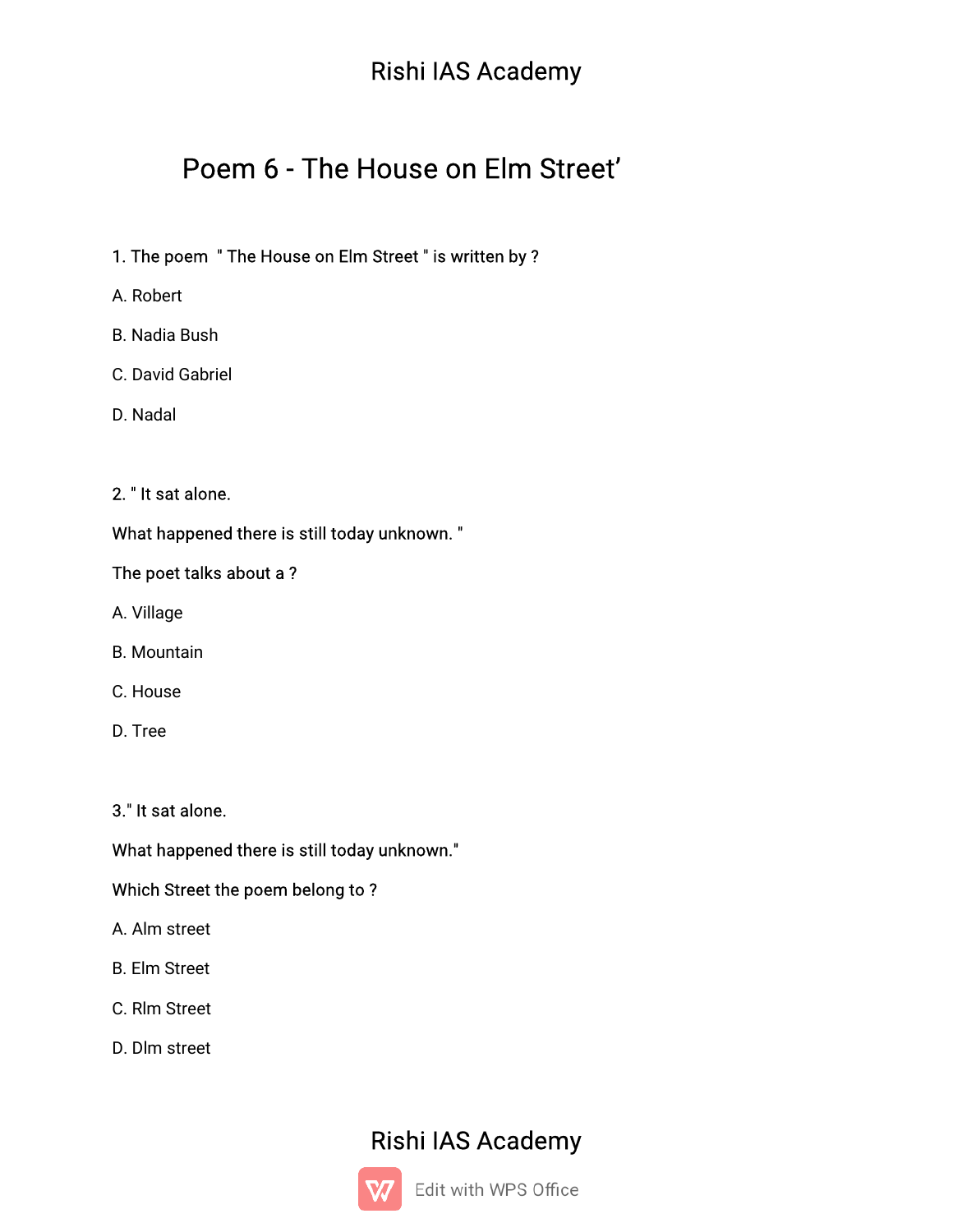# Poem 6 - The House on Elm Street'

1. The poem " The House on Elm Street " is written by ?

A. Robert

B. Nadia Bush

C. David Gabriel

D. Nadal

2. " It sat alone.

What happened there is still today unknown. "

The poet talks about a ?

A. Village

B. Mountain

C. House

D. Tree

3." It sat alone.

What happened there is still today unknown."

Which Street the poem belong to ?

A. Alm street

B. Elm Street

C. Rlm Street

D. Dlm street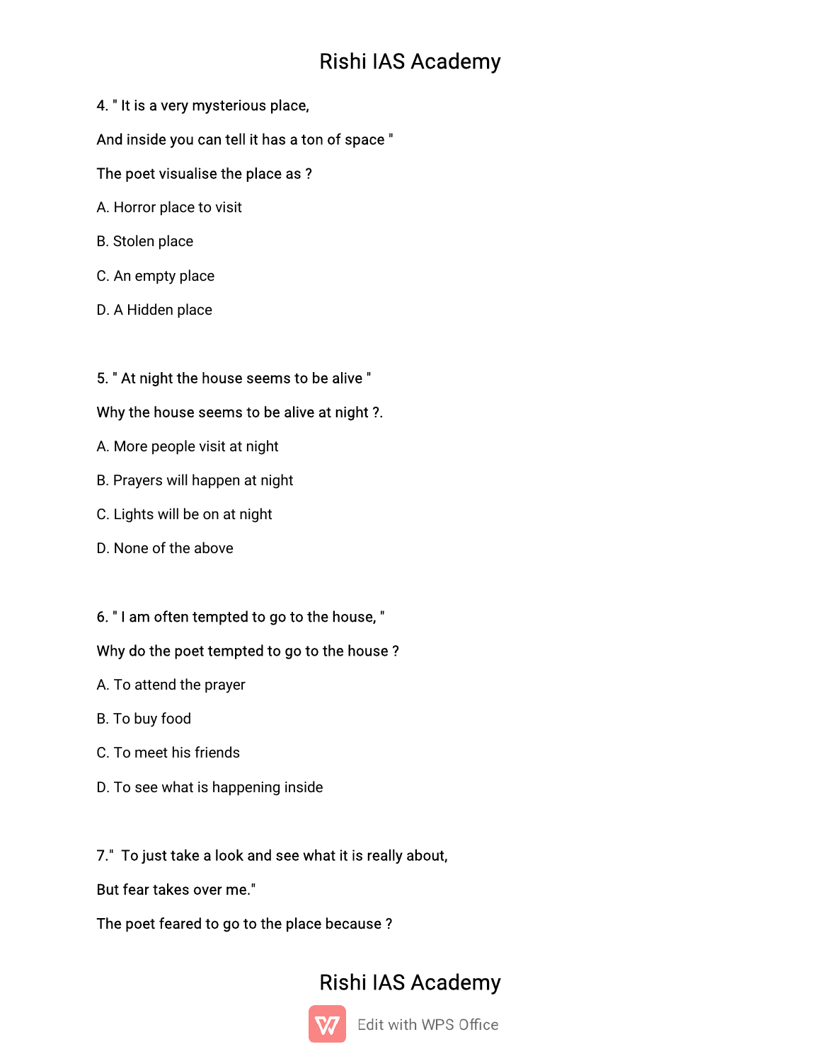4. " It is a very mysterious place,

And inside you can tell it has a ton of space "

The poet visualise the place as ?

A. Horror place to visit

B. Stolen place

C. An empty place

D. A Hidden place

5. " At night the house seems to be alive "

Why the house seems to be alive at night ?.

A. More people visit at night

B. Prayers will happen at night

C. Lights will be on at night

D. None of the above

6. " I am often tempted to go to the house, "

Why do the poet tempted to go to the house ?

A. To attend the prayer

B. To buy food

C. To meet his friends

D. To see what is happening inside

7." To just take a look and see what it is really about,

But fear takes over me."

The poet feared to go to the place because ?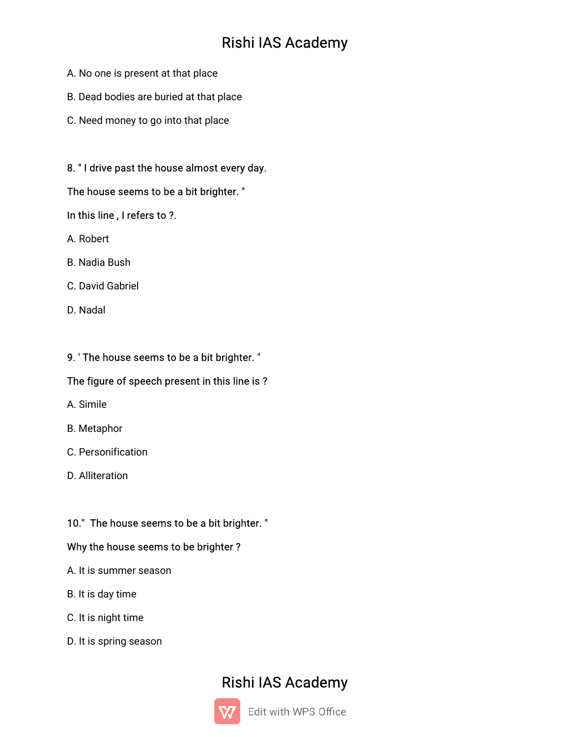A. No one is present at that place

B. Dead bodies are buried at that place

C. Need money to go into that place

8. " I drive past the house almost every day.

The house seems to be a bit brighter. "

In this line , I refers to ?.

A. Robert

B. Nadia Bush

C. David Gabriel

D. Nadal

9. ' The house seems to be a bit brighter. "

The figure of speech present in this line is ?

A. Simile

B. Metaphor

C. Personification

D. Alliteration

10." The house seems to be a bit brighter. "

Why the house seems to be brighter ?

A. It is summer season

B. It is day time

C. It is night time

D. It is spring season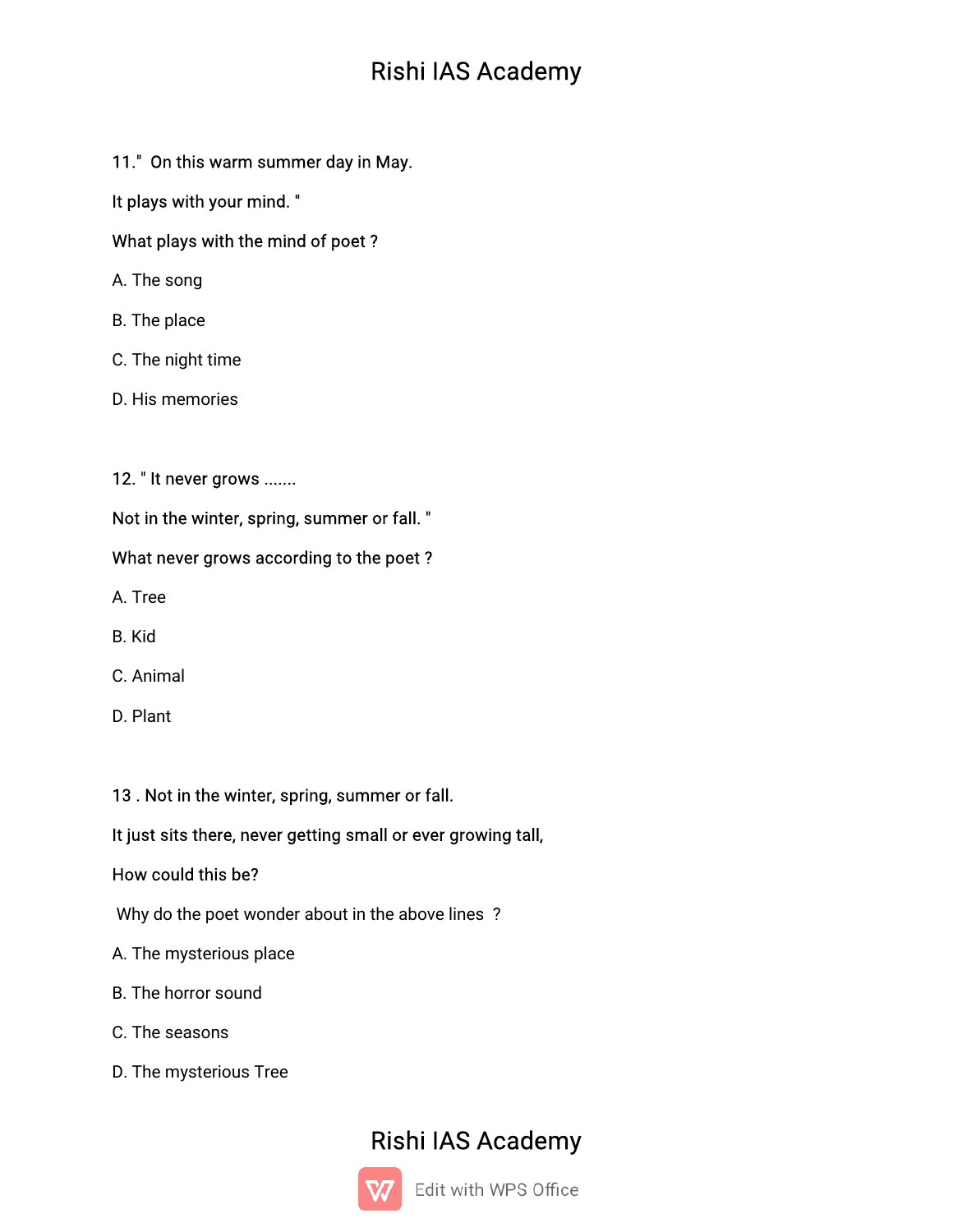11." On this warm summer day in May.

It plays with your mind. "

What plays with the mind of poet ?

A. The song

B. The place

C. The night time

D. His memories

12. " It never grows .......

Not in the winter, spring, summer or fall. "

What never grows according to the poet ?

A. Tree

B. Kid

C. Animal

D. Plant

13 . Not in the winter, spring, summer or fall.

It just sits there, never getting small or ever growing tall,

How could this be?

Why do the poet wonder about in the above lines ?

A. The mysterious place

B. The horror sound

C. The seasons

D. The mysterious Tree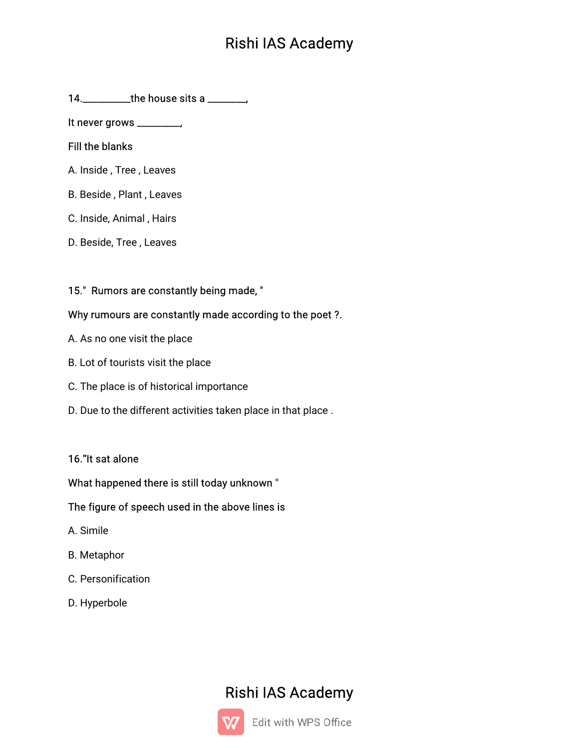14.__________the house sits a ________,

It never grows _________,

Fill the blanks

A. Inside , Tree , Leaves

B. Beside , Plant , Leaves

C. Inside, Animal , Hairs

D. Beside, Tree , Leaves

15." Rumors are constantly being made, "

Why rumours are constantly made according to the poet ?.

A. As no one visit the place

B. Lot of tourists visit the place

C. The place is of historical importance

D. Due to the different activities taken place in that place .

16."It sat alone

What happened there is still today unknown "

The figure of speech used in the above lines is

A. Simile

B. Metaphor

C. Personification

D. Hyperbole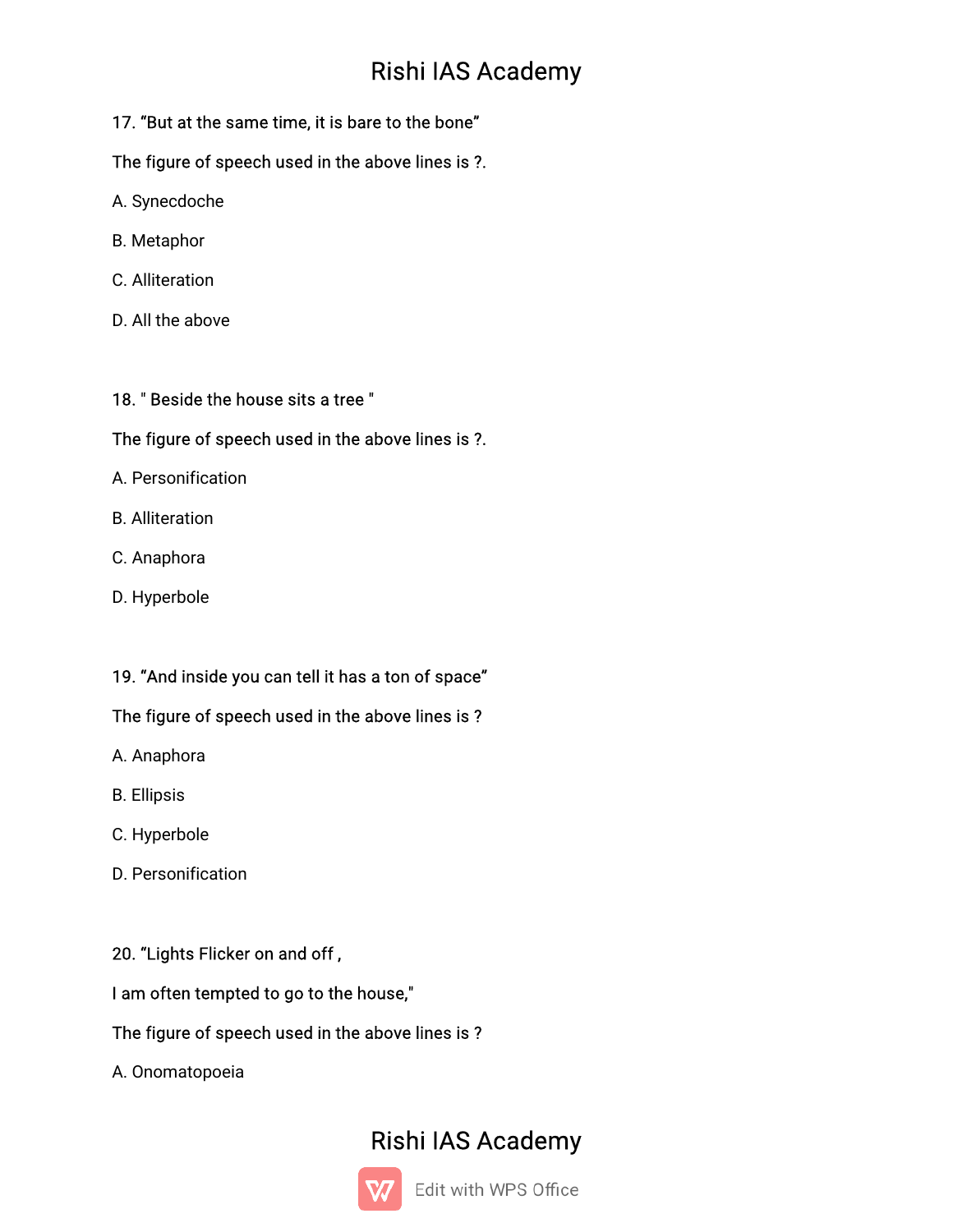17. “But at the same time, it is bare to the bone”

The figure of speech used in the above lines is ?.

A. Synecdoche

B. Metaphor

C. Alliteration

D. All the above

18. " Beside the house sits a tree "

The figure of speech used in the above lines is ?.

A. Personification

B. Alliteration

C. Anaphora

D. Hyperbole

19. “And inside you can tell it has a ton of space”

The figure of speech used in the above lines is ?

A. Anaphora

B. Ellipsis

C. Hyperbole

D. Personification

20. “Lights Flicker on and off ,

I am often tempted to go to the house,"

The figure of speech used in the above lines is ?

A. Onomatopoeia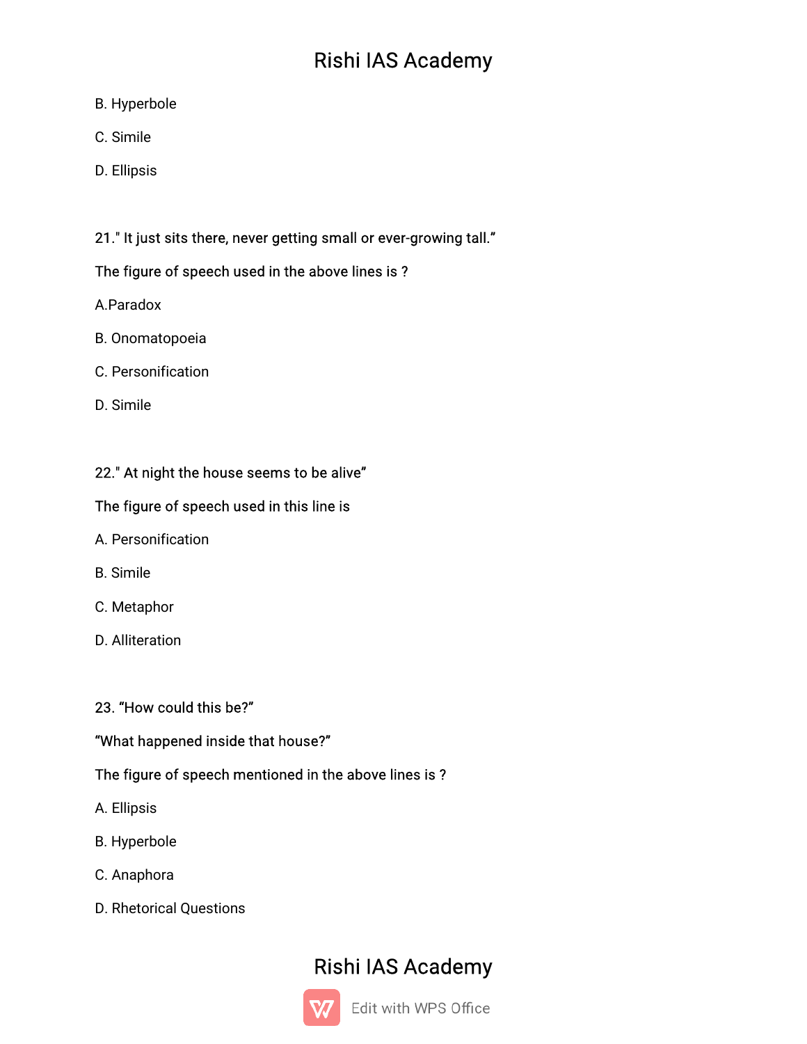B. Hyperbole

C. Simile

D. Ellipsis

21." It just sits there, never getting small or ever-growing tall."

The figure of speech used in the above lines is ?

A.Paradox

B. Onomatopoeia

C. Personification

D. Simile

22." At night the house seems to be alive"

The figure of speech used in this line is

A. Personification

B. Simile

C. Metaphor

D. Alliteration

23. "How could this be?"

"What happened inside that house?"

The figure of speech mentioned in the above lines is ?

A. Ellipsis

B. Hyperbole

C. Anaphora

D. Rhetorical Questions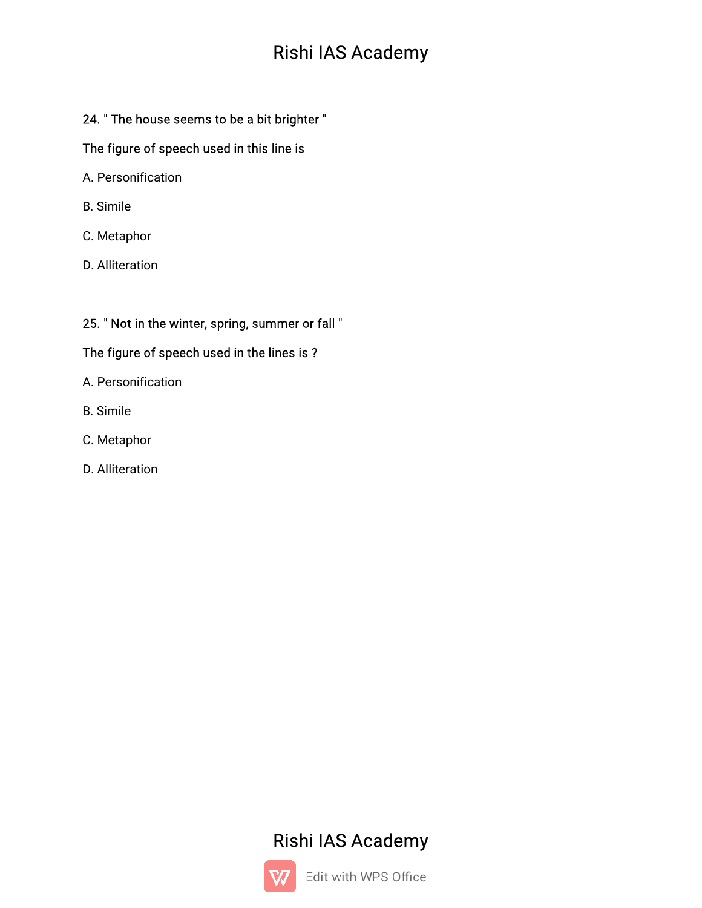24. " The house seems to be a bit brighter "

The figure of speech used in this line is

A. Personification

B. Simile

C. Metaphor

D. Alliteration

25. " Not in the winter, spring, summer or fall "

The figure of speech used in the lines is ?

A. Personification

B. Simile

C. Metaphor

D. Alliteration